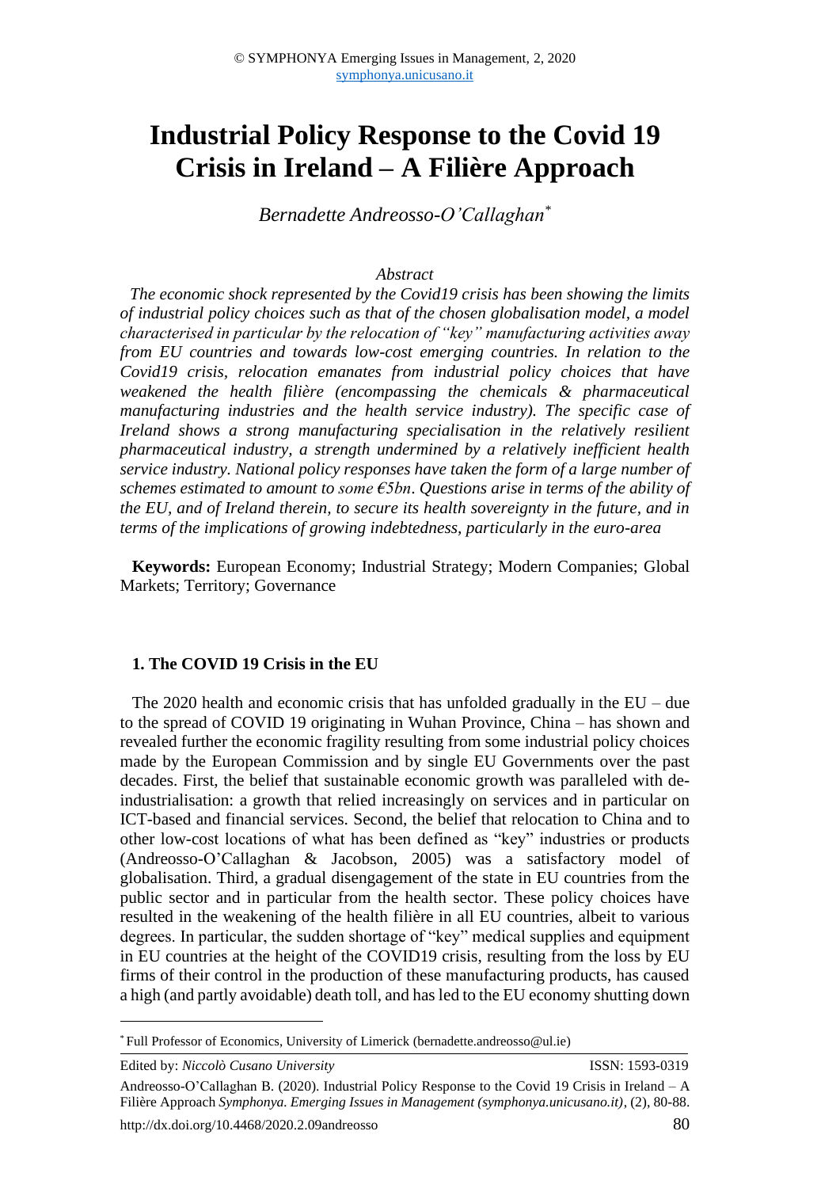# Industrial Policy Response to the Covid 19 Crisis in Ireland – A Filière Approach

*Bernadette Andreosso-O'Callaghan*[*]

*Abstract*

*The economic shock represented by the Covid19 crisis has been showing the limits of industrial policy choices such as that of the chosen globalisation model, a model characterised in particular by the relocation of "key" manufacturing activities away from EU countries and towards low-cost emerging countries. In relation to the Covid19 crisis, relocation emanates from industrial policy choices that have weakened the health filière (encompassing the chemicals & pharmaceutical manufacturing industries and the health service industry). The specific case of Ireland shows a strong manufacturing specialisation in the relatively resilient pharmaceutical industry, a strength undermined by a relatively inefficient health service industry. National policy responses have taken the form of a large number of schemes estimated to amount to some €5bn. Questions arise in terms of the ability of the EU, and of Ireland therein, to secure its health sovereignty in the future, and in terms of the implications of growing indebtedness, particularly in the euro-area*

**Keywords:** European Economy; Industrial Strategy; Modern Companies; Global Markets; Territory; Governance

## 1. The COVID 19 Crisis in the EU

The 2020 health and economic crisis that has unfolded gradually in the EU – due to the spread of COVID 19 originating in Wuhan Province, China – has shown and revealed further the economic fragility resulting from some industrial policy choices made by the European Commission and by single EU Governments over the past decades. First, the belief that sustainable economic growth was paralleled with de-industrialisation: a growth that relied increasingly on services and in particular on ICT-based and financial services. Second, the belief that relocation to China and to other low-cost locations of what has been defined as "key" industries or products (Andreosso-O'Callaghan & Jacobson, 2005) was a satisfactory model of globalisation. Third, a gradual disengagement of the state in EU countries from the public sector and in particular from the health sector. These policy choices have resulted in the weakening of the health filière in all EU countries, albeit to various degrees. In particular, the sudden shortage of "key" medical supplies and equipment in EU countries at the height of the COVID19 crisis, resulting from the loss by EU firms of their control in the production of these manufacturing products, has caused a high (and partly avoidable) death toll, and has led to the EU economy shutting down

---

[*] Full Professor of Economics, University of Limerick (bernadette.andreosso@ul.ie)

Edited by: *Niccolò Cusano University* ISSN: 1593-0319

Andreosso-O'Callaghan B. (2020). Industrial Policy Response to the Covid 19 Crisis in Ireland – A Filière Approach *Symphonya. Emerging Issues in Management (symphonya.unicusano.it)*, (2), 80-88.

http://dx.doi.org/10.4468/2020.2.09andreosso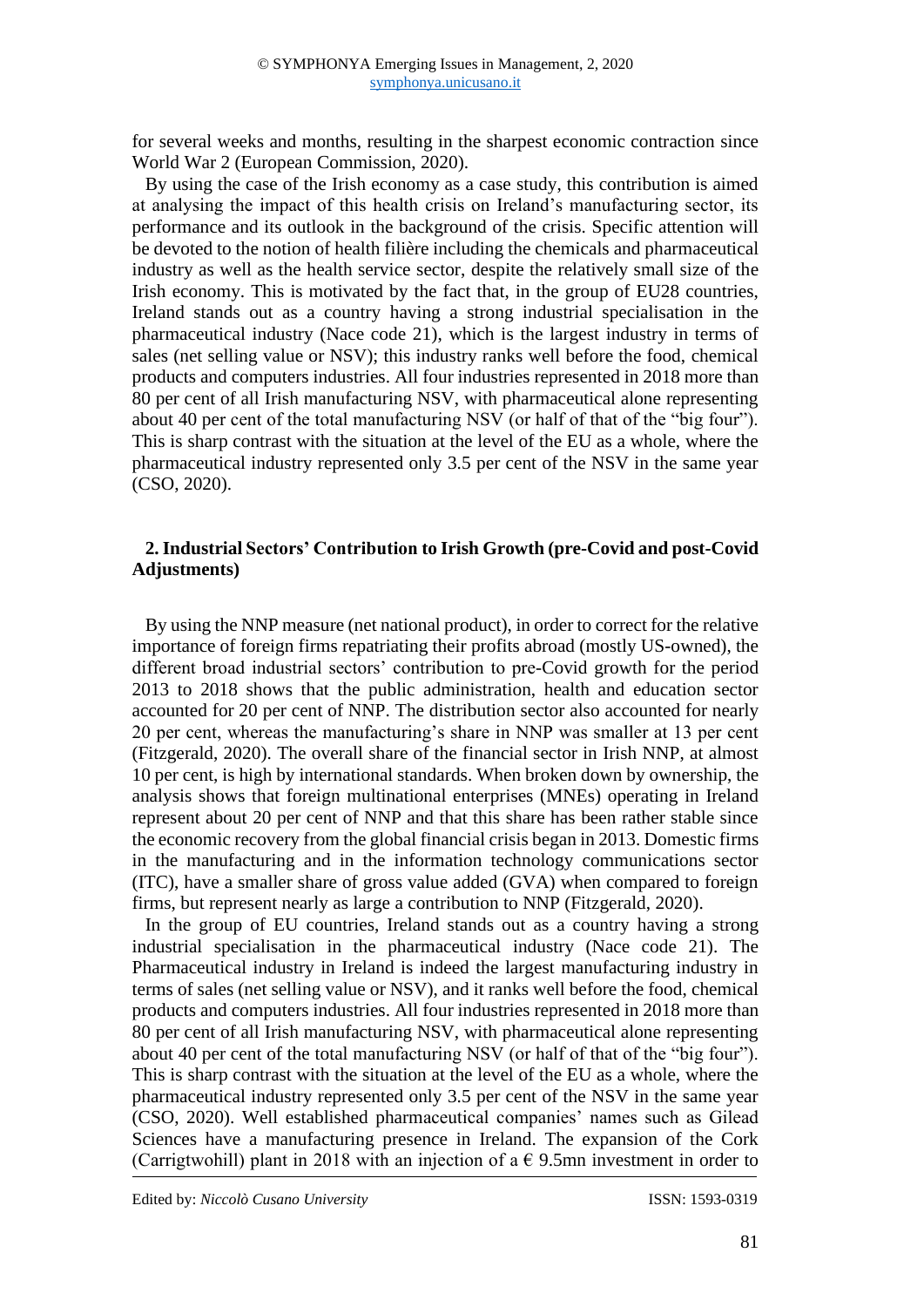for several weeks and months, resulting in the sharpest economic contraction since World War 2 (European Commission, 2020).

By using the case of the Irish economy as a case study, this contribution is aimed at analysing the impact of this health crisis on Ireland's manufacturing sector, its performance and its outlook in the background of the crisis. Specific attention will be devoted to the notion of health filière including the chemicals and pharmaceutical industry as well as the health service sector, despite the relatively small size of the Irish economy. This is motivated by the fact that, in the group of EU28 countries, Ireland stands out as a country having a strong industrial specialisation in the pharmaceutical industry (Nace code 21), which is the largest industry in terms of sales (net selling value or NSV); this industry ranks well before the food, chemical products and computers industries. All four industries represented in 2018 more than 80 per cent of all Irish manufacturing NSV, with pharmaceutical alone representing about 40 per cent of the total manufacturing NSV (or half of that of the "big four"). This is sharp contrast with the situation at the level of the EU as a whole, where the pharmaceutical industry represented only 3.5 per cent of the NSV in the same year (CSO, 2020).

## 2. Industrial Sectors' Contribution to Irish Growth (pre-Covid and post-Covid Adjustments)

By using the NNP measure (net national product), in order to correct for the relative importance of foreign firms repatriating their profits abroad (mostly US-owned), the different broad industrial sectors' contribution to pre-Covid growth for the period 2013 to 2018 shows that the public administration, health and education sector accounted for 20 per cent of NNP. The distribution sector also accounted for nearly 20 per cent, whereas the manufacturing's share in NNP was smaller at 13 per cent (Fitzgerald, 2020). The overall share of the financial sector in Irish NNP, at almost 10 per cent, is high by international standards. When broken down by ownership, the analysis shows that foreign multinational enterprises (MNEs) operating in Ireland represent about 20 per cent of NNP and that this share has been rather stable since the economic recovery from the global financial crisis began in 2013. Domestic firms in the manufacturing and in the information technology communications sector (ITC), have a smaller share of gross value added (GVA) when compared to foreign firms, but represent nearly as large a contribution to NNP (Fitzgerald, 2020).

In the group of EU countries, Ireland stands out as a country having a strong industrial specialisation in the pharmaceutical industry (Nace code 21). The Pharmaceutical industry in Ireland is indeed the largest manufacturing industry in terms of sales (net selling value or NSV), and it ranks well before the food, chemical products and computers industries. All four industries represented in 2018 more than 80 per cent of all Irish manufacturing NSV, with pharmaceutical alone representing about 40 per cent of the total manufacturing NSV (or half of that of the "big four"). This is sharp contrast with the situation at the level of the EU as a whole, where the pharmaceutical industry represented only 3.5 per cent of the NSV in the same year (CSO, 2020). Well established pharmaceutical companies' names such as Gilead Sciences have a manufacturing presence in Ireland. The expansion of the Cork (Carrigtwohill) plant in 2018 with an injection of a € 9.5mn investment in order to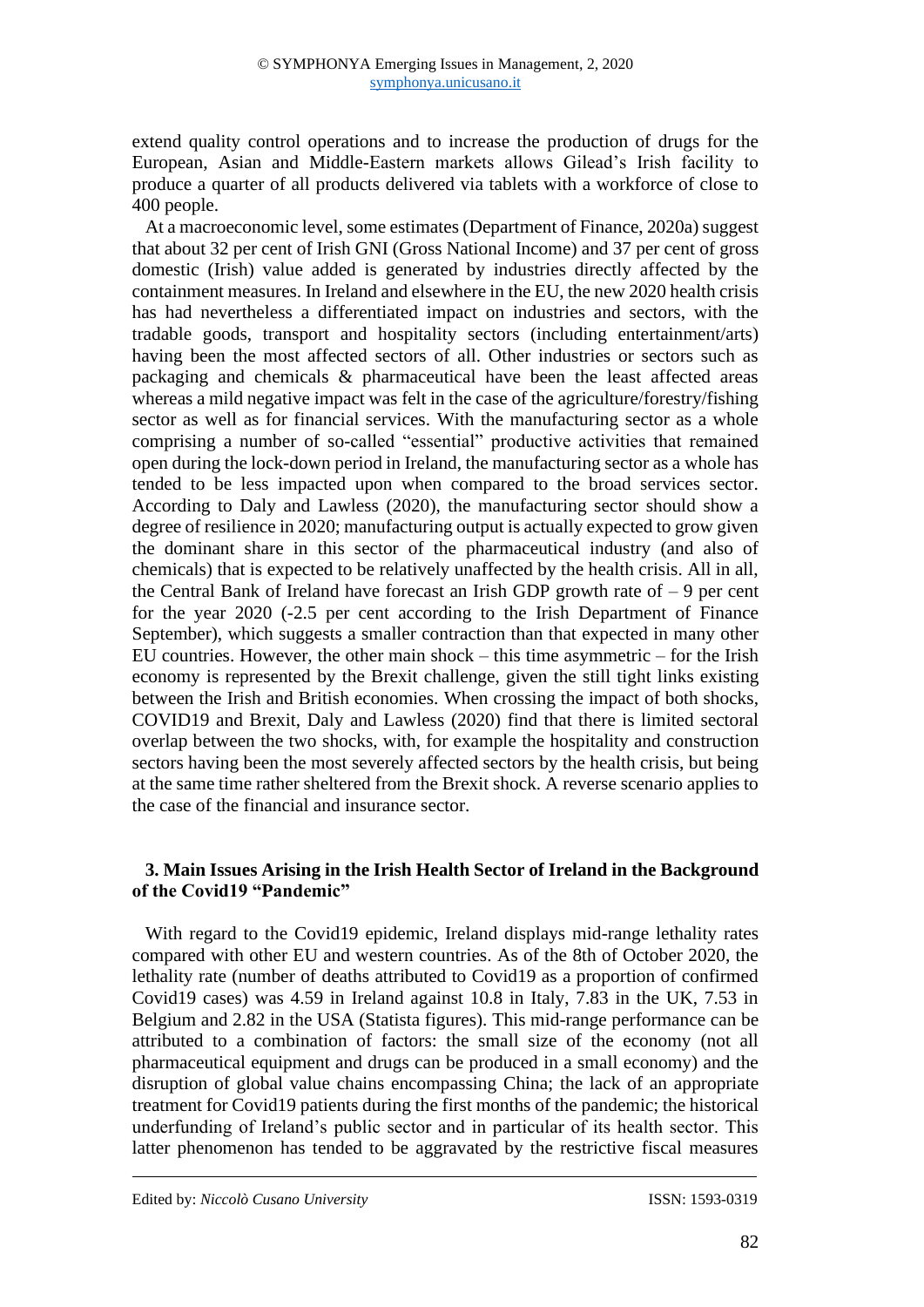extend quality control operations and to increase the production of drugs for the European, Asian and Middle-Eastern markets allows Gilead's Irish facility to produce a quarter of all products delivered via tablets with a workforce of close to 400 people.

At a macroeconomic level, some estimates (Department of Finance, 2020a) suggest that about 32 per cent of Irish GNI (Gross National Income) and 37 per cent of gross domestic (Irish) value added is generated by industries directly affected by the containment measures. In Ireland and elsewhere in the EU, the new 2020 health crisis has had nevertheless a differentiated impact on industries and sectors, with the tradable goods, transport and hospitality sectors (including entertainment/arts) having been the most affected sectors of all. Other industries or sectors such as packaging and chemicals & pharmaceutical have been the least affected areas whereas a mild negative impact was felt in the case of the agriculture/forestry/fishing sector as well as for financial services. With the manufacturing sector as a whole comprising a number of so-called "essential" productive activities that remained open during the lock-down period in Ireland, the manufacturing sector as a whole has tended to be less impacted upon when compared to the broad services sector. According to Daly and Lawless (2020), the manufacturing sector should show a degree of resilience in 2020; manufacturing output is actually expected to grow given the dominant share in this sector of the pharmaceutical industry (and also of chemicals) that is expected to be relatively unaffected by the health crisis. All in all, the Central Bank of Ireland have forecast an Irish GDP growth rate of – 9 per cent for the year 2020 (-2.5 per cent according to the Irish Department of Finance September), which suggests a smaller contraction than that expected in many other EU countries. However, the other main shock – this time asymmetric – for the Irish economy is represented by the Brexit challenge, given the still tight links existing between the Irish and British economies. When crossing the impact of both shocks, COVID19 and Brexit, Daly and Lawless (2020) find that there is limited sectoral overlap between the two shocks, with, for example the hospitality and construction sectors having been the most severely affected sectors by the health crisis, but being at the same time rather sheltered from the Brexit shock. A reverse scenario applies to the case of the financial and insurance sector.

## 3. Main Issues Arising in the Irish Health Sector of Ireland in the Background of the Covid19 "Pandemic"

With regard to the Covid19 epidemic, Ireland displays mid-range lethality rates compared with other EU and western countries. As of the 8th of October 2020, the lethality rate (number of deaths attributed to Covid19 as a proportion of confirmed Covid19 cases) was 4.59 in Ireland against 10.8 in Italy, 7.83 in the UK, 7.53 in Belgium and 2.82 in the USA (Statista figures). This mid-range performance can be attributed to a combination of factors: the small size of the economy (not all pharmaceutical equipment and drugs can be produced in a small economy) and the disruption of global value chains encompassing China; the lack of an appropriate treatment for Covid19 patients during the first months of the pandemic; the historical underfunding of Ireland's public sector and in particular of its health sector. This latter phenomenon has tended to be aggravated by the restrictive fiscal measures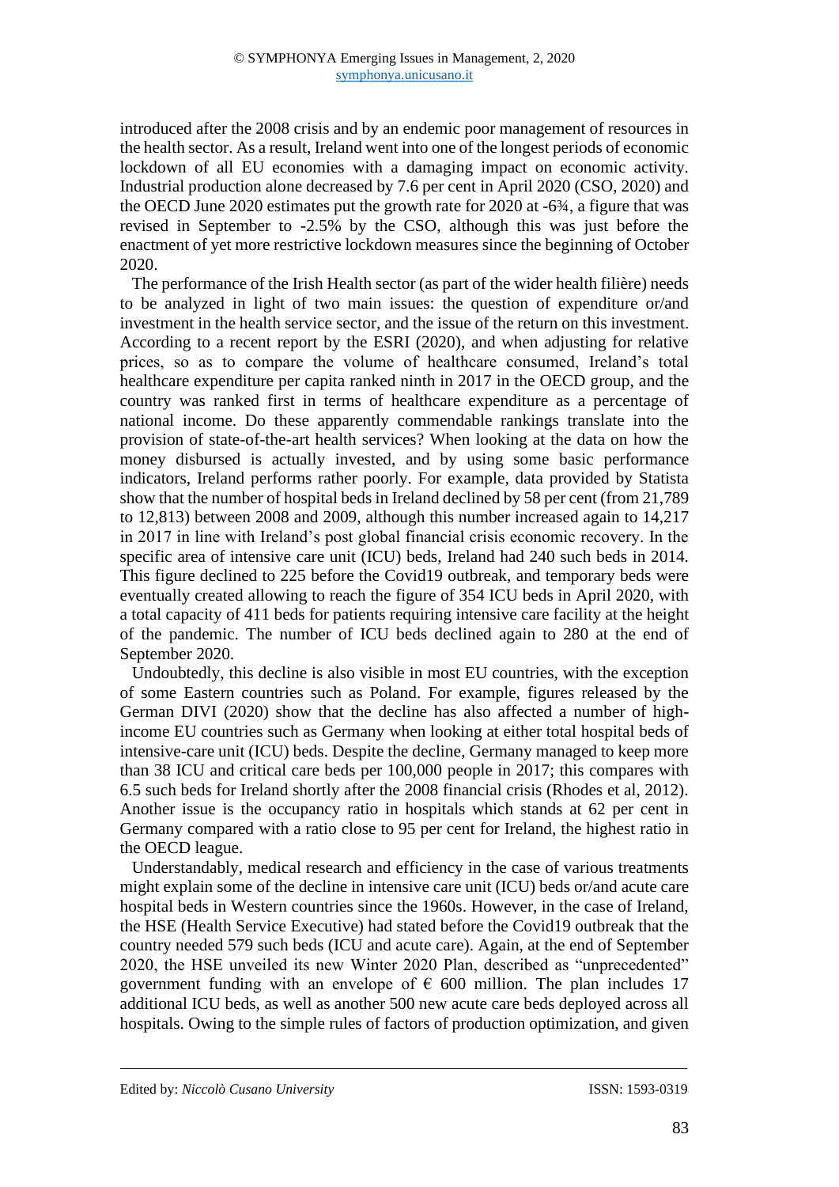introduced after the 2008 crisis and by an endemic poor management of resources in the health sector. As a result, Ireland went into one of the longest periods of economic lockdown of all EU economies with a damaging impact on economic activity. Industrial production alone decreased by 7.6 per cent in April 2020 (CSO, 2020) and the OECD June 2020 estimates put the growth rate for 2020 at -6¾, a figure that was revised in September to -2.5% by the CSO, although this was just before the enactment of yet more restrictive lockdown measures since the beginning of October 2020.

The performance of the Irish Health sector (as part of the wider health filière) needs to be analyzed in light of two main issues: the question of expenditure or/and investment in the health service sector, and the issue of the return on this investment. According to a recent report by the ESRI (2020), and when adjusting for relative prices, so as to compare the volume of healthcare consumed, Ireland's total healthcare expenditure per capita ranked ninth in 2017 in the OECD group, and the country was ranked first in terms of healthcare expenditure as a percentage of national income. Do these apparently commendable rankings translate into the provision of state-of-the-art health services? When looking at the data on how the money disbursed is actually invested, and by using some basic performance indicators, Ireland performs rather poorly. For example, data provided by Statista show that the number of hospital beds in Ireland declined by 58 per cent (from 21,789 to 12,813) between 2008 and 2009, although this number increased again to 14,217 in 2017 in line with Ireland's post global financial crisis economic recovery. In the specific area of intensive care unit (ICU) beds, Ireland had 240 such beds in 2014. This figure declined to 225 before the Covid19 outbreak, and temporary beds were eventually created allowing to reach the figure of 354 ICU beds in April 2020, with a total capacity of 411 beds for patients requiring intensive care facility at the height of the pandemic. The number of ICU beds declined again to 280 at the end of September 2020.

Undoubtedly, this decline is also visible in most EU countries, with the exception of some Eastern countries such as Poland. For example, figures released by the German DIVI (2020) show that the decline has also affected a number of high-income EU countries such as Germany when looking at either total hospital beds of intensive-care unit (ICU) beds. Despite the decline, Germany managed to keep more than 38 ICU and critical care beds per 100,000 people in 2017; this compares with 6.5 such beds for Ireland shortly after the 2008 financial crisis (Rhodes et al, 2012). Another issue is the occupancy ratio in hospitals which stands at 62 per cent in Germany compared with a ratio close to 95 per cent for Ireland, the highest ratio in the OECD league.

Understandably, medical research and efficiency in the case of various treatments might explain some of the decline in intensive care unit (ICU) beds or/and acute care hospital beds in Western countries since the 1960s. However, in the case of Ireland, the HSE (Health Service Executive) had stated before the Covid19 outbreak that the country needed 579 such beds (ICU and acute care). Again, at the end of September 2020, the HSE unveiled its new Winter 2020 Plan, described as "unprecedented" government funding with an envelope of € 600 million. The plan includes 17 additional ICU beds, as well as another 500 new acute care beds deployed across all hospitals. Owing to the simple rules of factors of production optimization, and given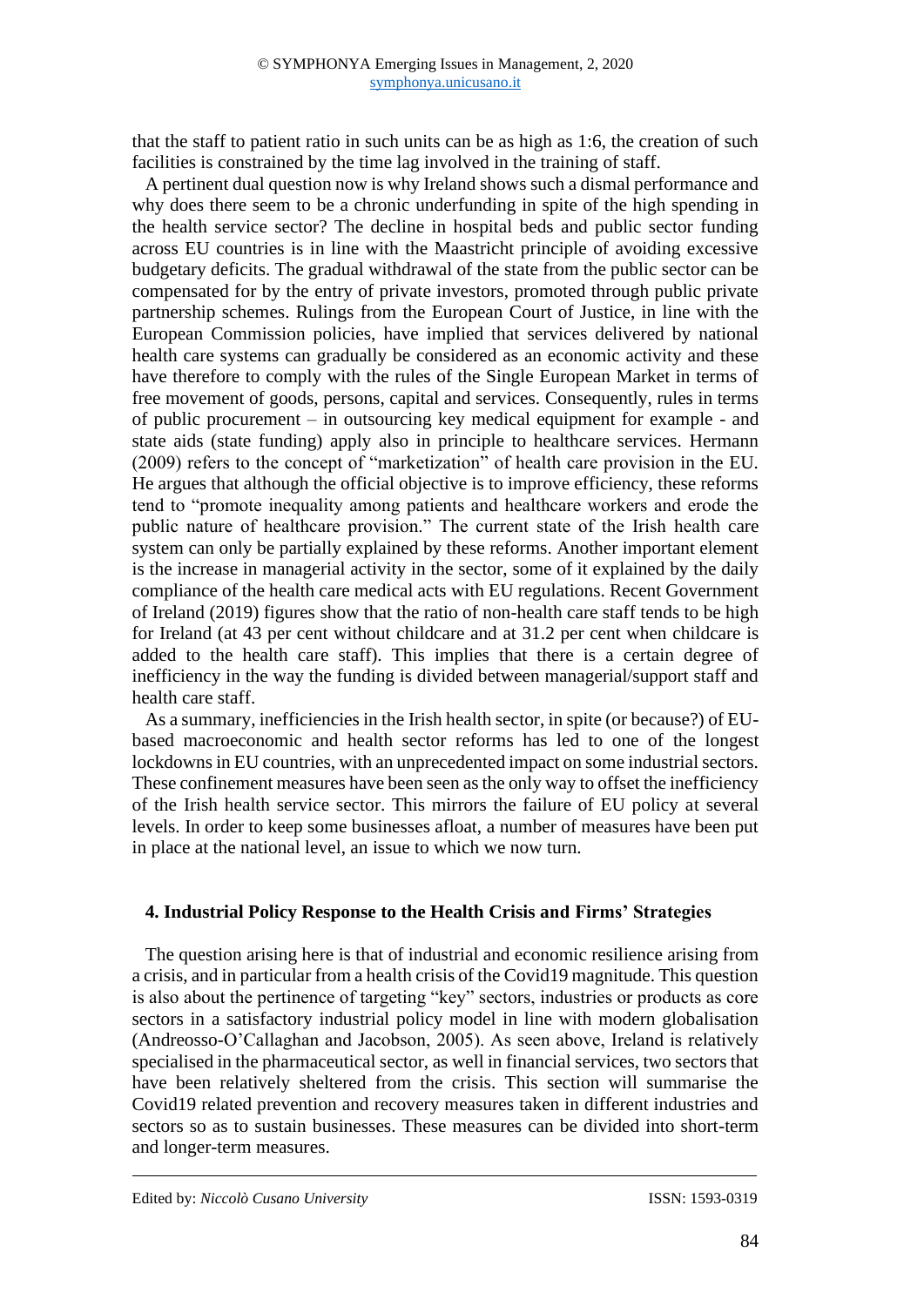that the staff to patient ratio in such units can be as high as 1:6, the creation of such facilities is constrained by the time lag involved in the training of staff.

A pertinent dual question now is why Ireland shows such a dismal performance and why does there seem to be a chronic underfunding in spite of the high spending in the health service sector? The decline in hospital beds and public sector funding across EU countries is in line with the Maastricht principle of avoiding excessive budgetary deficits. The gradual withdrawal of the state from the public sector can be compensated for by the entry of private investors, promoted through public private partnership schemes. Rulings from the European Court of Justice, in line with the European Commission policies, have implied that services delivered by national health care systems can gradually be considered as an economic activity and these have therefore to comply with the rules of the Single European Market in terms of free movement of goods, persons, capital and services. Consequently, rules in terms of public procurement – in outsourcing key medical equipment for example - and state aids (state funding) apply also in principle to healthcare services. Hermann (2009) refers to the concept of "marketization" of health care provision in the EU. He argues that although the official objective is to improve efficiency, these reforms tend to "promote inequality among patients and healthcare workers and erode the public nature of healthcare provision." The current state of the Irish health care system can only be partially explained by these reforms. Another important element is the increase in managerial activity in the sector, some of it explained by the daily compliance of the health care medical acts with EU regulations. Recent Government of Ireland (2019) figures show that the ratio of non-health care staff tends to be high for Ireland (at 43 per cent without childcare and at 31.2 per cent when childcare is added to the health care staff). This implies that there is a certain degree of inefficiency in the way the funding is divided between managerial/support staff and health care staff.

As a summary, inefficiencies in the Irish health sector, in spite (or because?) of EU-based macroeconomic and health sector reforms has led to one of the longest lockdowns in EU countries, with an unprecedented impact on some industrial sectors. These confinement measures have been seen as the only way to offset the inefficiency of the Irish health service sector. This mirrors the failure of EU policy at several levels. In order to keep some businesses afloat, a number of measures have been put in place at the national level, an issue to which we now turn.

## 4. Industrial Policy Response to the Health Crisis and Firms' Strategies

The question arising here is that of industrial and economic resilience arising from a crisis, and in particular from a health crisis of the Covid19 magnitude. This question is also about the pertinence of targeting "key" sectors, industries or products as core sectors in a satisfactory industrial policy model in line with modern globalisation (Andreosso-O'Callaghan and Jacobson, 2005). As seen above, Ireland is relatively specialised in the pharmaceutical sector, as well in financial services, two sectors that have been relatively sheltered from the crisis. This section will summarise the Covid19 related prevention and recovery measures taken in different industries and sectors so as to sustain businesses. These measures can be divided into short-term and longer-term measures.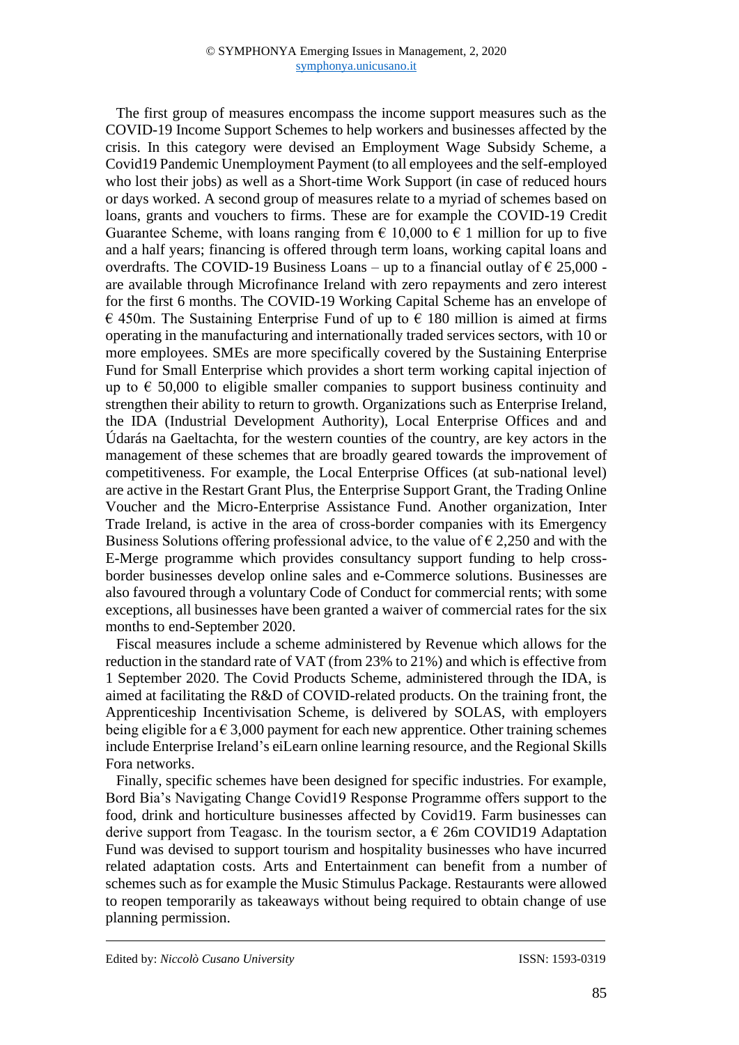The first group of measures encompass the income support measures such as the COVID-19 Income Support Schemes to help workers and businesses affected by the crisis. In this category were devised an Employment Wage Subsidy Scheme, a Covid19 Pandemic Unemployment Payment (to all employees and the self-employed who lost their jobs) as well as a Short-time Work Support (in case of reduced hours or days worked. A second group of measures relate to a myriad of schemes based on loans, grants and vouchers to firms. These are for example the COVID-19 Credit Guarantee Scheme, with loans ranging from € 10,000 to € 1 million for up to five and a half years; financing is offered through term loans, working capital loans and overdrafts. The COVID-19 Business Loans – up to a financial outlay of € 25,000 - are available through Microfinance Ireland with zero repayments and zero interest for the first 6 months. The COVID-19 Working Capital Scheme has an envelope of € 450m. The Sustaining Enterprise Fund of up to € 180 million is aimed at firms operating in the manufacturing and internationally traded services sectors, with 10 or more employees. SMEs are more specifically covered by the Sustaining Enterprise Fund for Small Enterprise which provides a short term working capital injection of up to € 50,000 to eligible smaller companies to support business continuity and strengthen their ability to return to growth. Organizations such as Enterprise Ireland, the IDA (Industrial Development Authority), Local Enterprise Offices and and Údarás na Gaeltachta, for the western counties of the country, are key actors in the management of these schemes that are broadly geared towards the improvement of competitiveness. For example, the Local Enterprise Offices (at sub-national level) are active in the Restart Grant Plus, the Enterprise Support Grant, the Trading Online Voucher and the Micro-Enterprise Assistance Fund. Another organization, Inter Trade Ireland, is active in the area of cross-border companies with its Emergency Business Solutions offering professional advice, to the value of € 2,250 and with the E-Merge programme which provides consultancy support funding to help cross-border businesses develop online sales and e-Commerce solutions. Businesses are also favoured through a voluntary Code of Conduct for commercial rents; with some exceptions, all businesses have been granted a waiver of commercial rates for the six months to end-September 2020.

Fiscal measures include a scheme administered by Revenue which allows for the reduction in the standard rate of VAT (from 23% to 21%) and which is effective from 1 September 2020. The Covid Products Scheme, administered through the IDA, is aimed at facilitating the R&D of COVID-related products. On the training front, the Apprenticeship Incentivisation Scheme, is delivered by SOLAS, with employers being eligible for a € 3,000 payment for each new apprentice. Other training schemes include Enterprise Ireland's eiLearn online learning resource, and the Regional Skills Fora networks.

Finally, specific schemes have been designed for specific industries. For example, Bord Bia's Navigating Change Covid19 Response Programme offers support to the food, drink and horticulture businesses affected by Covid19. Farm businesses can derive support from Teagasc. In the tourism sector, a € 26m COVID19 Adaptation Fund was devised to support tourism and hospitality businesses who have incurred related adaptation costs. Arts and Entertainment can benefit from a number of schemes such as for example the Music Stimulus Package. Restaurants were allowed to reopen temporarily as takeaways without being required to obtain change of use planning permission.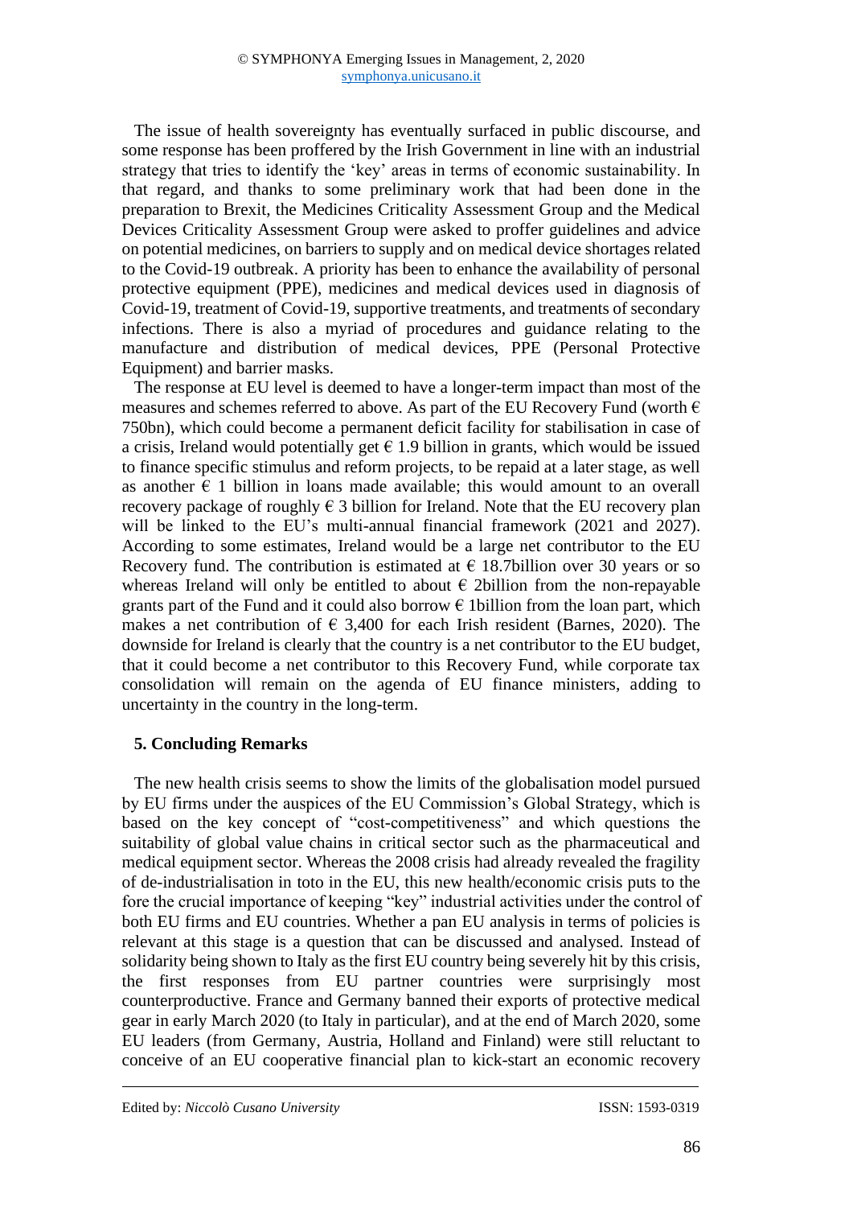The issue of health sovereignty has eventually surfaced in public discourse, and some response has been proffered by the Irish Government in line with an industrial strategy that tries to identify the 'key' areas in terms of economic sustainability. In that regard, and thanks to some preliminary work that had been done in the preparation to Brexit, the Medicines Criticality Assessment Group and the Medical Devices Criticality Assessment Group were asked to proffer guidelines and advice on potential medicines, on barriers to supply and on medical device shortages related to the Covid-19 outbreak. A priority has been to enhance the availability of personal protective equipment (PPE), medicines and medical devices used in diagnosis of Covid-19, treatment of Covid-19, supportive treatments, and treatments of secondary infections. There is also a myriad of procedures and guidance relating to the manufacture and distribution of medical devices, PPE (Personal Protective Equipment) and barrier masks.

The response at EU level is deemed to have a longer-term impact than most of the measures and schemes referred to above. As part of the EU Recovery Fund (worth € 750bn), which could become a permanent deficit facility for stabilisation in case of a crisis, Ireland would potentially get € 1.9 billion in grants, which would be issued to finance specific stimulus and reform projects, to be repaid at a later stage, as well as another € 1 billion in loans made available; this would amount to an overall recovery package of roughly € 3 billion for Ireland. Note that the EU recovery plan will be linked to the EU's multi-annual financial framework (2021 and 2027). According to some estimates, Ireland would be a large net contributor to the EU Recovery fund. The contribution is estimated at € 18.7billion over 30 years or so whereas Ireland will only be entitled to about € 2billion from the non-repayable grants part of the Fund and it could also borrow € 1billion from the loan part, which makes a net contribution of € 3,400 for each Irish resident (Barnes, 2020). The downside for Ireland is clearly that the country is a net contributor to the EU budget, that it could become a net contributor to this Recovery Fund, while corporate tax consolidation will remain on the agenda of EU finance ministers, adding to uncertainty in the country in the long-term.

## 5. Concluding Remarks

The new health crisis seems to show the limits of the globalisation model pursued by EU firms under the auspices of the EU Commission's Global Strategy, which is based on the key concept of "cost-competitiveness" and which questions the suitability of global value chains in critical sector such as the pharmaceutical and medical equipment sector. Whereas the 2008 crisis had already revealed the fragility of de-industrialisation in toto in the EU, this new health/economic crisis puts to the fore the crucial importance of keeping "key" industrial activities under the control of both EU firms and EU countries. Whether a pan EU analysis in terms of policies is relevant at this stage is a question that can be discussed and analysed. Instead of solidarity being shown to Italy as the first EU country being severely hit by this crisis, the first responses from EU partner countries were surprisingly most counterproductive. France and Germany banned their exports of protective medical gear in early March 2020 (to Italy in particular), and at the end of March 2020, some EU leaders (from Germany, Austria, Holland and Finland) were still reluctant to conceive of an EU cooperative financial plan to kick-start an economic recovery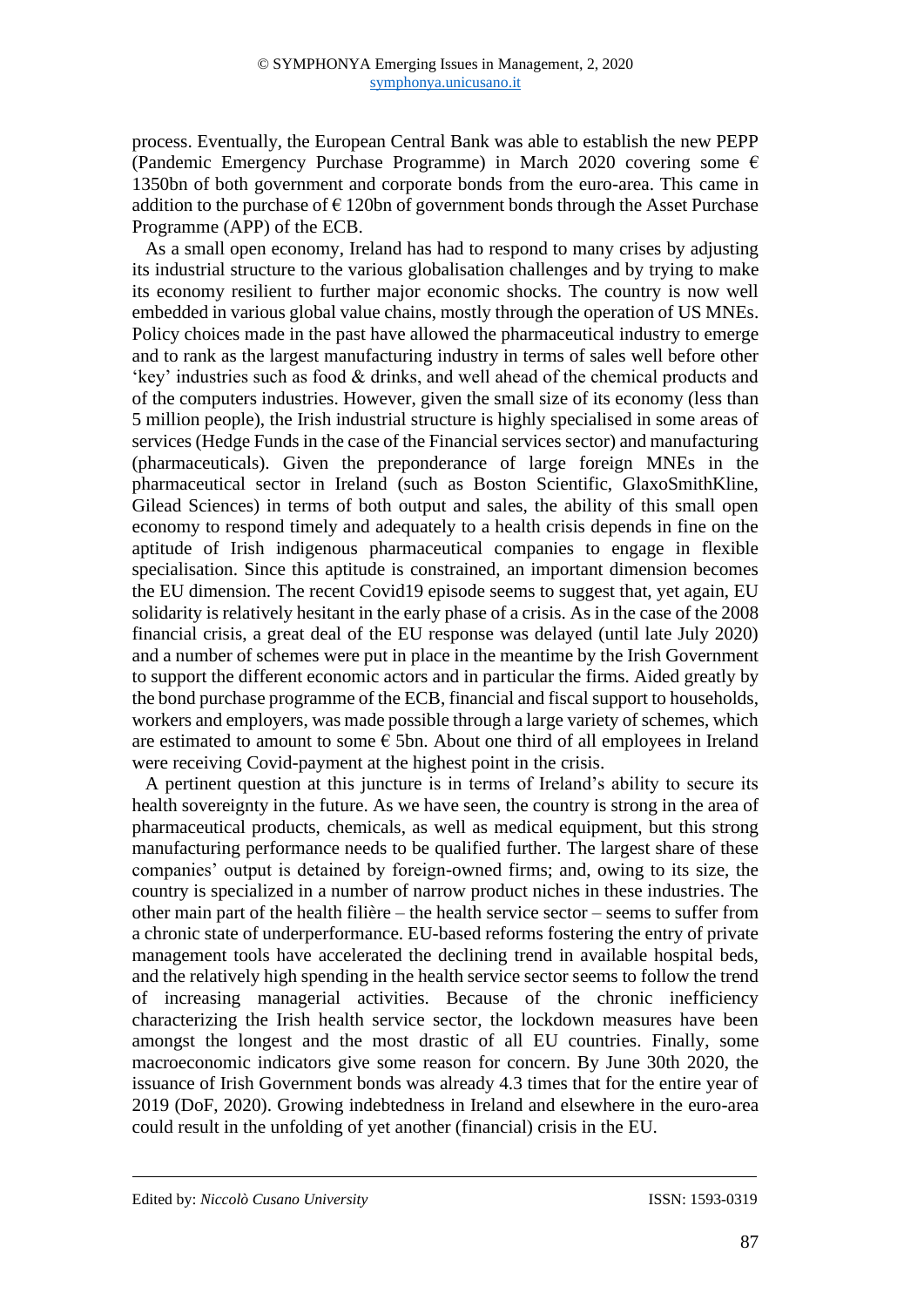process. Eventually, the European Central Bank was able to establish the new PEPP (Pandemic Emergency Purchase Programme) in March 2020 covering some € 1350bn of both government and corporate bonds from the euro-area. This came in addition to the purchase of € 120bn of government bonds through the Asset Purchase Programme (APP) of the ECB.

As a small open economy, Ireland has had to respond to many crises by adjusting its industrial structure to the various globalisation challenges and by trying to make its economy resilient to further major economic shocks. The country is now well embedded in various global value chains, mostly through the operation of US MNEs. Policy choices made in the past have allowed the pharmaceutical industry to emerge and to rank as the largest manufacturing industry in terms of sales well before other 'key' industries such as food & drinks, and well ahead of the chemical products and of the computers industries. However, given the small size of its economy (less than 5 million people), the Irish industrial structure is highly specialised in some areas of services (Hedge Funds in the case of the Financial services sector) and manufacturing (pharmaceuticals). Given the preponderance of large foreign MNEs in the pharmaceutical sector in Ireland (such as Boston Scientific, GlaxoSmithKline, Gilead Sciences) in terms of both output and sales, the ability of this small open economy to respond timely and adequately to a health crisis depends in fine on the aptitude of Irish indigenous pharmaceutical companies to engage in flexible specialisation. Since this aptitude is constrained, an important dimension becomes the EU dimension. The recent Covid19 episode seems to suggest that, yet again, EU solidarity is relatively hesitant in the early phase of a crisis. As in the case of the 2008 financial crisis, a great deal of the EU response was delayed (until late July 2020) and a number of schemes were put in place in the meantime by the Irish Government to support the different economic actors and in particular the firms. Aided greatly by the bond purchase programme of the ECB, financial and fiscal support to households, workers and employers, was made possible through a large variety of schemes, which are estimated to amount to some € 5bn. About one third of all employees in Ireland were receiving Covid-payment at the highest point in the crisis.

A pertinent question at this juncture is in terms of Ireland's ability to secure its health sovereignty in the future. As we have seen, the country is strong in the area of pharmaceutical products, chemicals, as well as medical equipment, but this strong manufacturing performance needs to be qualified further. The largest share of these companies' output is detained by foreign-owned firms; and, owing to its size, the country is specialized in a number of narrow product niches in these industries. The other main part of the health filière – the health service sector – seems to suffer from a chronic state of underperformance. EU-based reforms fostering the entry of private management tools have accelerated the declining trend in available hospital beds, and the relatively high spending in the health service sector seems to follow the trend of increasing managerial activities. Because of the chronic inefficiency characterizing the Irish health service sector, the lockdown measures have been amongst the longest and the most drastic of all EU countries. Finally, some macroeconomic indicators give some reason for concern. By June 30th 2020, the issuance of Irish Government bonds was already 4.3 times that for the entire year of 2019 (DoF, 2020). Growing indebtedness in Ireland and elsewhere in the euro-area could result in the unfolding of yet another (financial) crisis in the EU.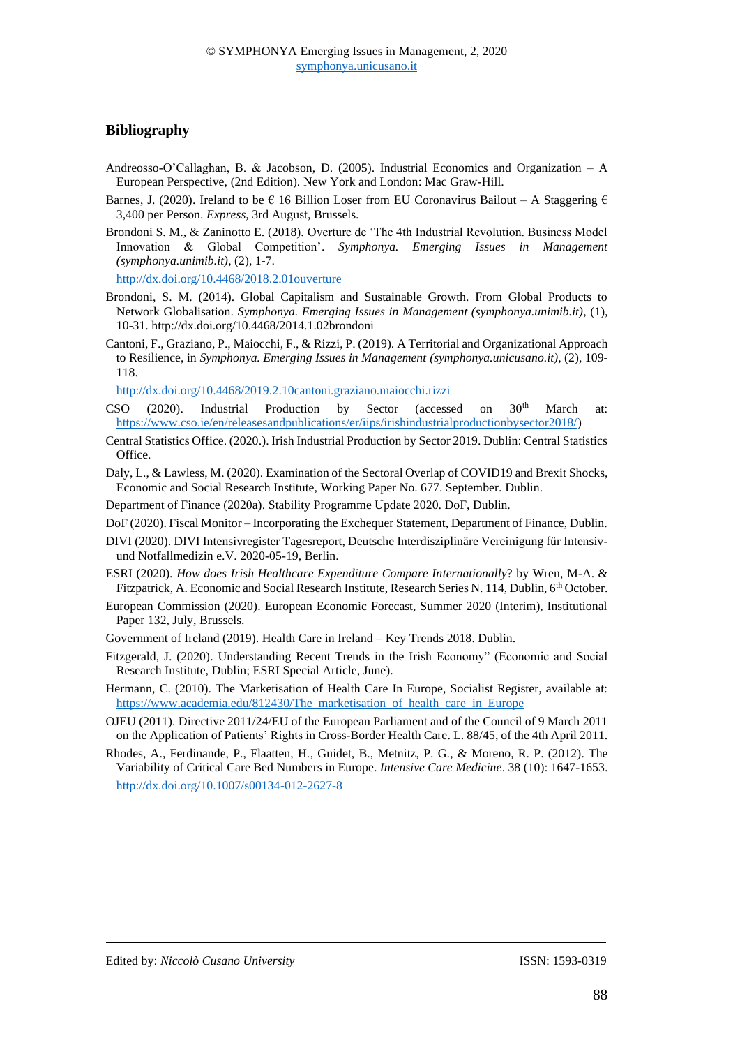## Bibliography

Andreosso-O'Callaghan, B. & Jacobson, D. (2005). Industrial Economics and Organization – A European Perspective, (2nd Edition). New York and London: Mac Graw-Hill.

Barnes, J. (2020). Ireland to be € 16 Billion Loser from EU Coronavirus Bailout – A Staggering € 3,400 per Person. *Express*, 3rd August, Brussels.

Brondoni S. M., & Zaninotto E. (2018). Overture de 'The 4th Industrial Revolution. Business Model Innovation & Global Competition'. *Symphonya. Emerging Issues in Management (symphonya.unimib.it)*, (2), 1-7.

http://dx.doi.org/10.4468/2018.2.01ouverture

Brondoni, S. M. (2014). Global Capitalism and Sustainable Growth. From Global Products to Network Globalisation. *Symphonya. Emerging Issues in Management (symphonya.unimib.it)*, (1), 10-31. http://dx.doi.org/10.4468/2014.1.02brondoni

Cantoni, F., Graziano, P., Maiocchi, F., & Rizzi, P. (2019). A Territorial and Organizational Approach to Resilience, in *Symphonya. Emerging Issues in Management (symphonya.unicusano.it)*, (2), 109-118.

http://dx.doi.org/10.4468/2019.2.10cantoni.graziano.maiocchi.rizzi

CSO (2020). Industrial Production by Sector (accessed on 30th March at: https://www.cso.ie/en/releasesandpublications/er/iips/irishindustrialproductionbysector2018/)

Central Statistics Office. (2020.). Irish Industrial Production by Sector 2019. Dublin: Central Statistics Office.

Daly, L., & Lawless, M. (2020). Examination of the Sectoral Overlap of COVID19 and Brexit Shocks, Economic and Social Research Institute, Working Paper No. 677. September. Dublin.

Department of Finance (2020a). Stability Programme Update 2020. DoF, Dublin.

DoF (2020). Fiscal Monitor – Incorporating the Exchequer Statement, Department of Finance, Dublin.

DIVI (2020). DIVI Intensivregister Tagesreport, Deutsche Interdisziplinäre Vereinigung für Intensiv- und Notfallmedizin e.V. 2020-05-19, Berlin.

ESRI (2020). *How does Irish Healthcare Expenditure Compare Internationally*? by Wren, M-A. & Fitzpatrick, A. Economic and Social Research Institute, Research Series N. 114, Dublin, 6th October.

European Commission (2020). European Economic Forecast, Summer 2020 (Interim), Institutional Paper 132, July, Brussels.

Government of Ireland (2019). Health Care in Ireland – Key Trends 2018. Dublin.

Fitzgerald, J. (2020). Understanding Recent Trends in the Irish Economy" (Economic and Social Research Institute, Dublin; ESRI Special Article, June).

Hermann, C. (2010). The Marketisation of Health Care In Europe, Socialist Register, available at: https://www.academia.edu/812430/The_marketisation_of_health_care_in_Europe

OJEU (2011). Directive 2011/24/EU of the European Parliament and of the Council of 9 March 2011 on the Application of Patients' Rights in Cross-Border Health Care. L. 88/45, of the 4th April 2011.

Rhodes, A., Ferdinande, P., Flaatten, H., Guidet, B., Metnitz, P. G., & Moreno, R. P. (2012). The Variability of Critical Care Bed Numbers in Europe. *Intensive Care Medicine*. 38 (10): 1647-1653.

http://dx.doi.org/10.1007/s00134-012-2627-8